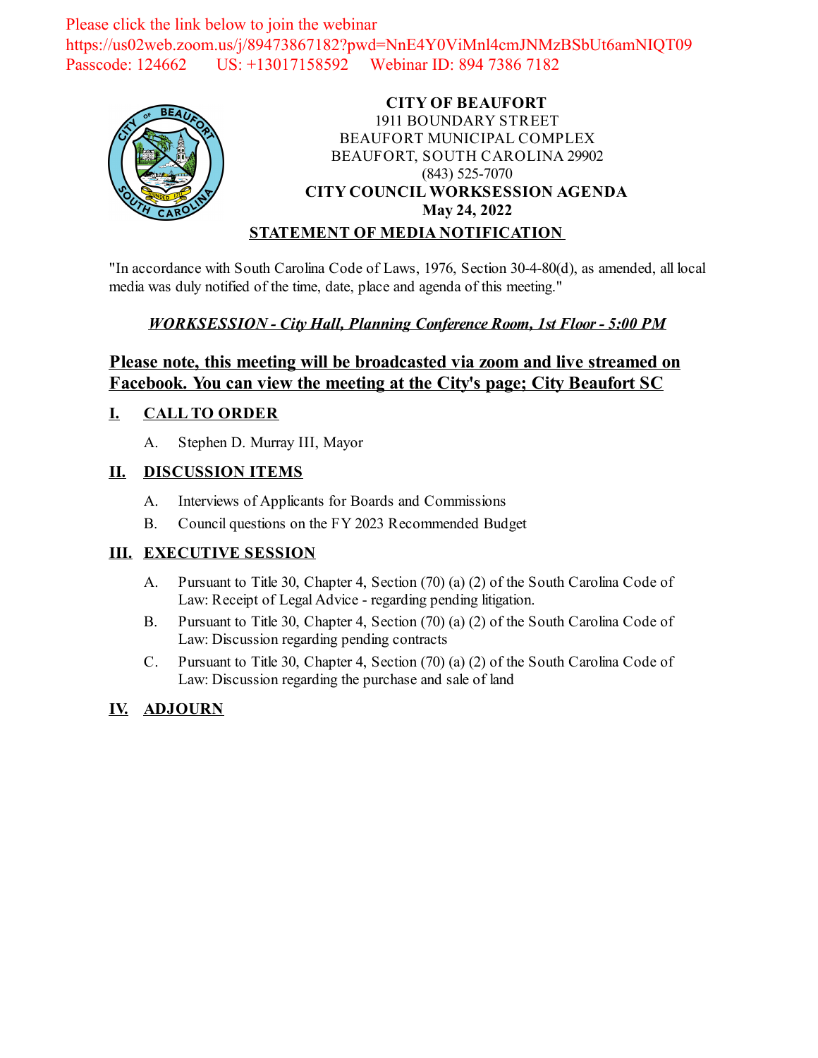Please click the link below to join the webinar
https://us02web.zoom.us/j/89473867182?pwd=NnE4Y0ViMnl4cmJNMzBSbUt6amNIQT09
Passcode: 124662 US: +13017158592 Webinar ID: 894 7386 7182

**CITY OF BEAUFORT**
1911 BOUNDARY STREET
BEAUFORT MUNICIPAL COMPLEX
BEAUFORT, SOUTH CAROLINA 29902
(843) 525-7070
**CITY COUNCIL WORKSESSION AGENDA**
**May 24, 2022**

**STATEMENT OF MEDIA NOTIFICATION**

"In accordance with South Carolina Code of Laws, 1976, Section 30-4-80(d), as amended, all local media was duly notified of the time, date, place and agenda of this meeting."

***WORKSESSION - City Hall, Planning Conference Room, 1st Floor - 5:00 PM***

**Please note, this meeting will be broadcasted via zoom and live streamed on Facebook. You can view the meeting at the City's page; City Beaufort SC**

## I. CALL TO ORDER

A. Stephen D. Murray III, Mayor

## II. DISCUSSION ITEMS

A. Interviews of Applicants for Boards and Commissions

B. Council questions on the FY 2023 Recommended Budget

## III. EXECUTIVE SESSION

A. Pursuant to Title 30, Chapter 4, Section (70) (a) (2) of the South Carolina Code of Law: Receipt of Legal Advice - regarding pending litigation.

B. Pursuant to Title 30, Chapter 4, Section (70) (a) (2) of the South Carolina Code of Law: Discussion regarding pending contracts

C. Pursuant to Title 30, Chapter 4, Section (70) (a) (2) of the South Carolina Code of Law: Discussion regarding the purchase and sale of land

## IV. ADJOURN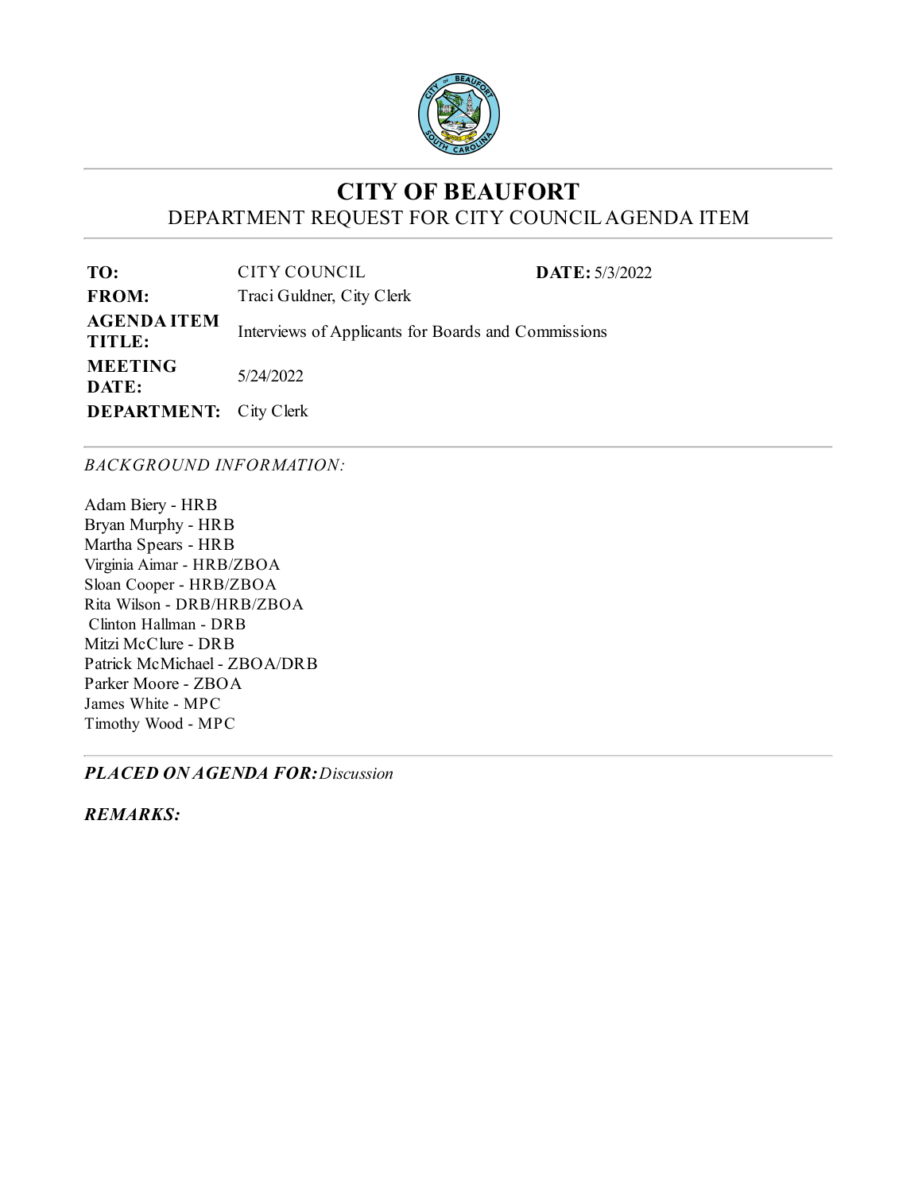# CITY OF BEAUFORT

## DEPARTMENT REQUEST FOR CITY COUNCIL AGENDA ITEM

| | | | |
|---|---|---|---|
| **TO:** | CITY COUNCIL | **DATE:** 5/3/2022 | |
| **FROM:** | Traci Guldner, City Clerk | | |
| **AGENDA ITEM TITLE:** | Interviews of Applicants for Boards and Commissions | | |
| **MEETING DATE:** | 5/24/2022 | | |
| **DEPARTMENT:** | City Clerk | | |

*BACKGROUND INFORMATION:*

Adam Biery - HRB
Bryan Murphy - HRB
Martha Spears - HRB
Virginia Aimar - HRB/ZBOA
Sloan Cooper - HRB/ZBOA
Rita Wilson - DRB/HRB/ZBOA
Clinton Hallman - DRB
Mitzi McClure - DRB
Patrick McMichael - ZBOA/DRB
Parker Moore - ZBOA
James White - MPC
Timothy Wood - MPC

***PLACED ON AGENDA FOR:*** *Discussion*

***REMARKS:***